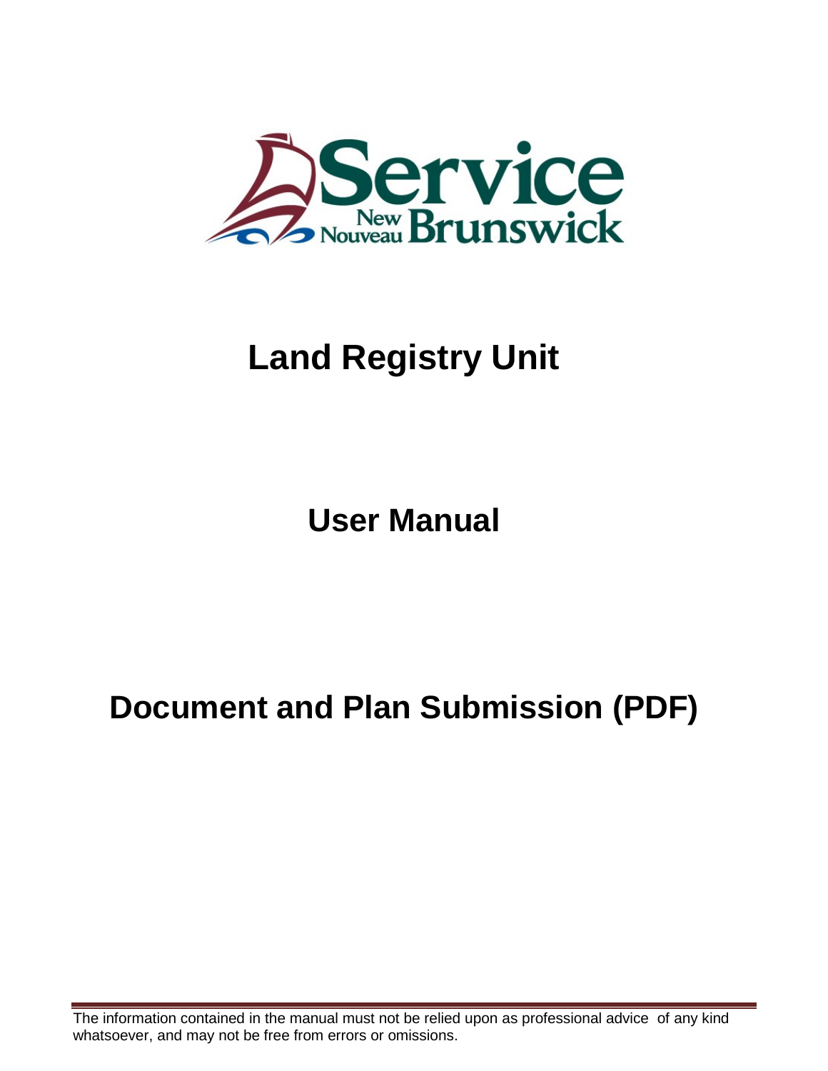Service New Nouveau Brunswick

# Land Registry Unit

## User Manual

## Document and Plan Submission (PDF)

The information contained in the manual must not be relied upon as professional advice of any kind whatsoever, and may not be free from errors or omissions.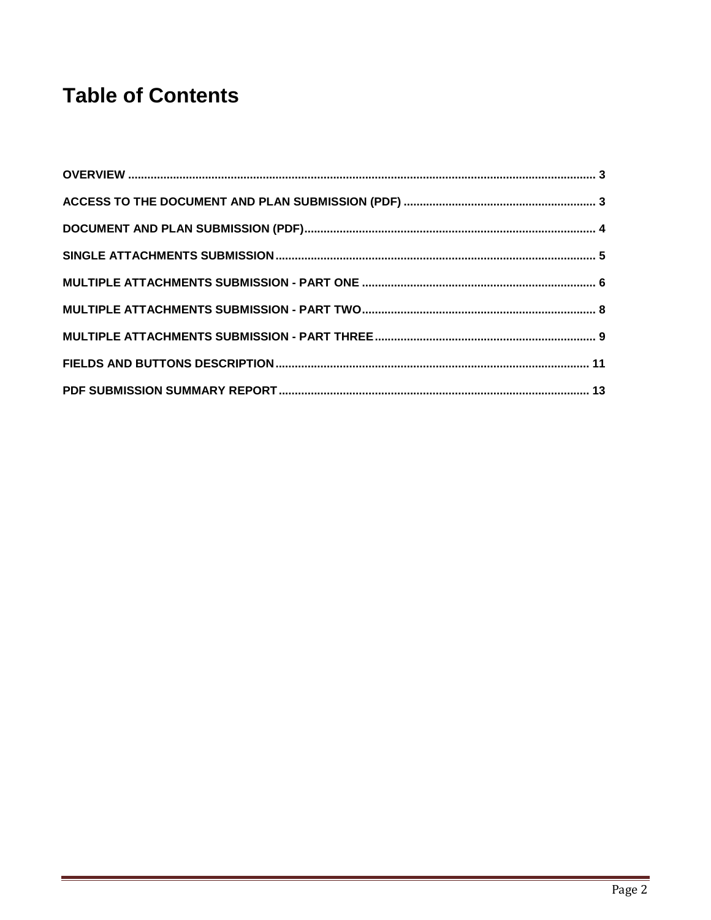# Table of Contents

OVERVIEW ..... 3

ACCESS TO THE DOCUMENT AND PLAN SUBMISSION (PDF) ..... 3

DOCUMENT AND PLAN SUBMISSION (PDF) ..... 4

SINGLE ATTACHMENTS SUBMISSION ..... 5

MULTIPLE ATTACHMENTS SUBMISSION - PART ONE ..... 6

MULTIPLE ATTACHMENTS SUBMISSION - PART TWO ..... 8

MULTIPLE ATTACHMENTS SUBMISSION - PART THREE ..... 9

FIELDS AND BUTTONS DESCRIPTION ..... 11

PDF SUBMISSION SUMMARY REPORT ..... 13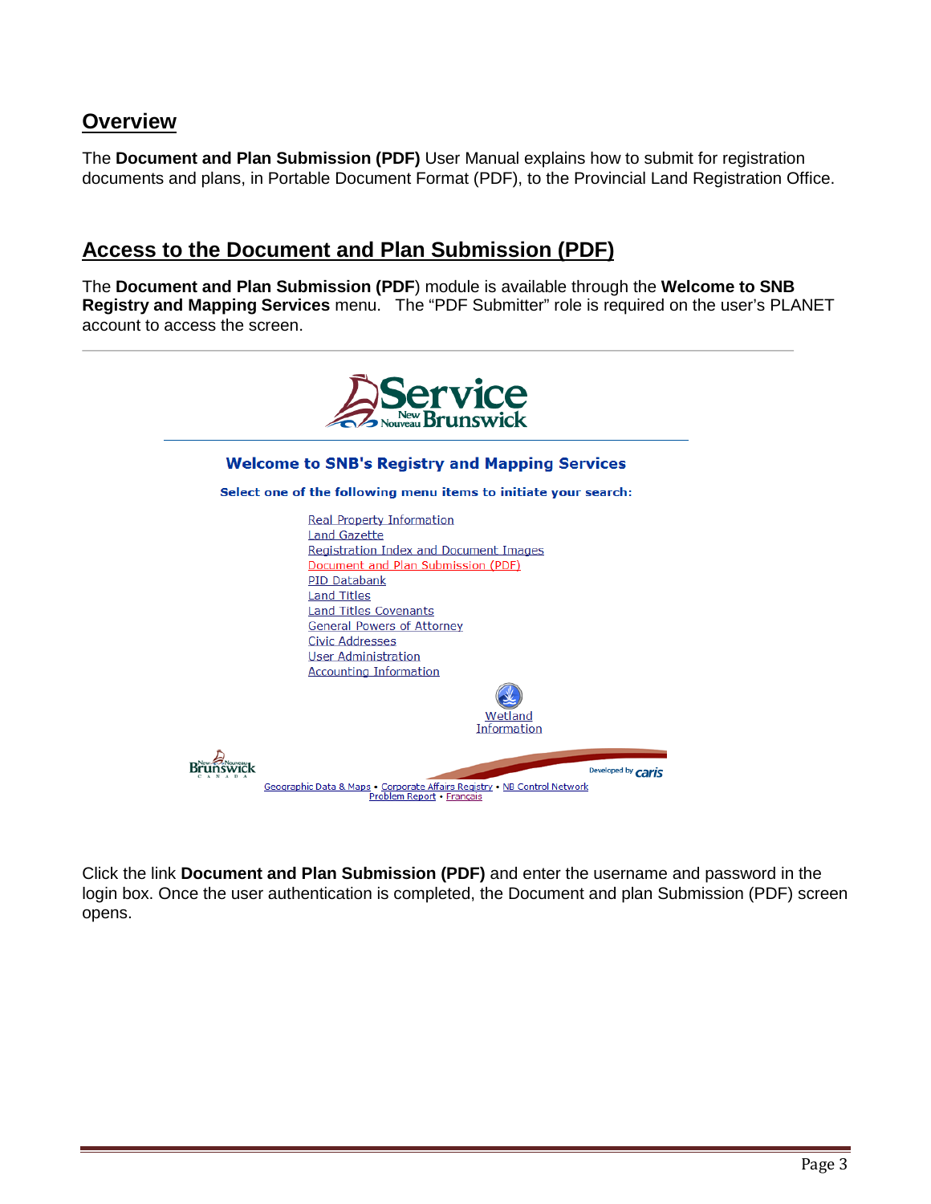## Overview

The **Document and Plan Submission (PDF)** User Manual explains how to submit for registration documents and plans, in Portable Document Format (PDF), to the Provincial Land Registration Office.

## Access to the Document and Plan Submission (PDF)

The **Document and Plan Submission (PDF**) module is available through the **Welcome to SNB Registry and Mapping Services** menu. The "PDF Submitter" role is required on the user's PLANET account to access the screen.

Welcome to SNB's Registry and Mapping Services

Select one of the following menu items to initiate your search:

- Real Property Information
- Land Gazette
- Registration Index and Document Images
- Document and Plan Submission (PDF)
- PID Databank
- Land Titles
- Land Titles Covenants
- General Powers of Attorney
- Civic Addresses
- User Administration
- Accounting Information

Wetland Information

Geographic Data & Maps • Corporate Affairs Registry • NB Control Network
Problem Report • Français

Click the link **Document and Plan Submission (PDF)** and enter the username and password in the login box. Once the user authentication is completed, the Document and plan Submission (PDF) screen opens.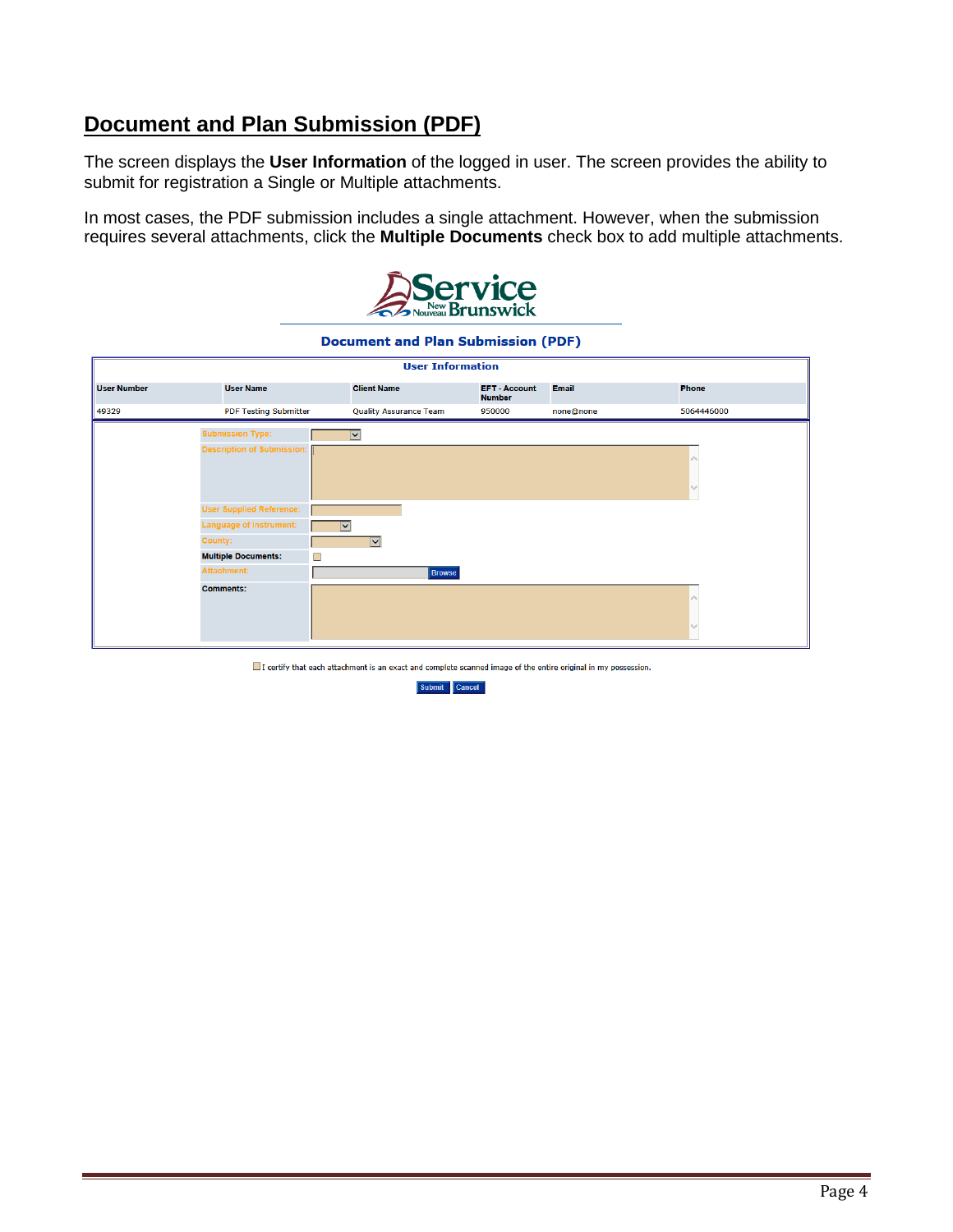## Document and Plan Submission (PDF)

The screen displays the **User Information** of the logged in user. The screen provides the ability to submit for registration a Single or Multiple attachments.

In most cases, the PDF submission includes a single attachment. However, when the submission requires several attachments, click the **Multiple Documents** check box to add multiple attachments.

Service New Nouveau Brunswick

**Document and Plan Submission (PDF)**

**User Information**

| User Number | User Name | Client Name | EFT - Account Number | Email | Phone |
|---|---|---|---|---|---|
| 49329 | PDF Testing Submitter | Quality Assurance Team | 950000 | none@none | 5064446000 |

| Field | Value |
|---|---|
| Submission Type: | |
| Description of Submission: | |
| User Supplied Reference: | |
| Language of Instrument: | |
| County: | |
| Multiple Documents: | ☐ |
| Attachment: | Browse |
| Comments: | |

☐ I certify that each attachment is an exact and complete scanned image of the entire original in my possession.

Submit Cancel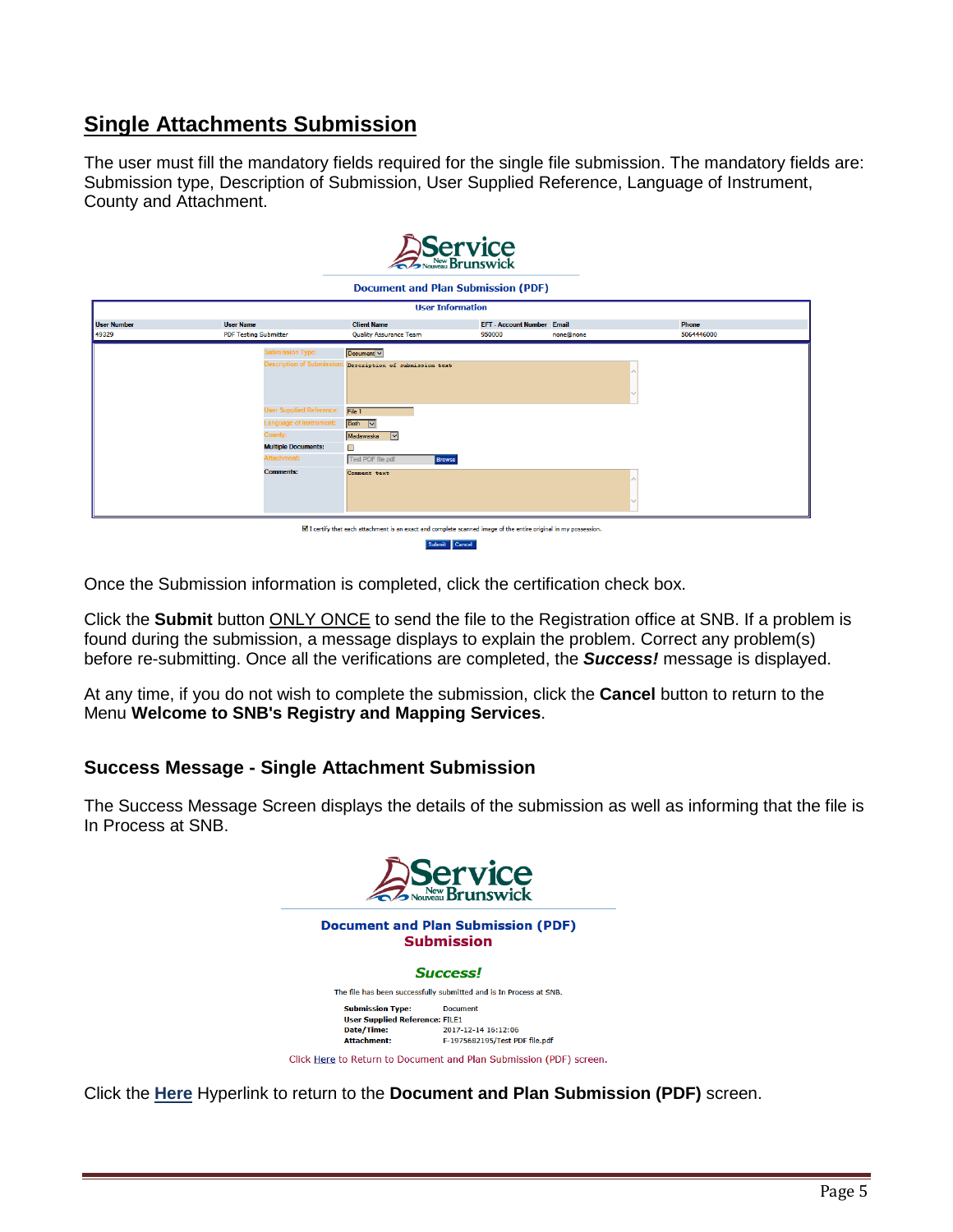## Single Attachments Submission

The user must fill the mandatory fields required for the single file submission. The mandatory fields are: Submission type, Description of Submission, User Supplied Reference, Language of Instrument, County and Attachment.

Once the Submission information is completed, click the certification check box.

Click the **Submit** button ONLY ONCE to send the file to the Registration office at SNB. If a problem is found during the submission, a message displays to explain the problem. Correct any problem(s) before re-submitting. Once all the verifications are completed, the ***Success!*** message is displayed.

At any time, if you do not wish to complete the submission, click the **Cancel** button to return to the Menu **Welcome to SNB's Registry and Mapping Services**.

### Success Message - Single Attachment Submission

The Success Message Screen displays the details of the submission as well as informing that the file is In Process at SNB.

Click the **Here** Hyperlink to return to the **Document and Plan Submission (PDF)** screen.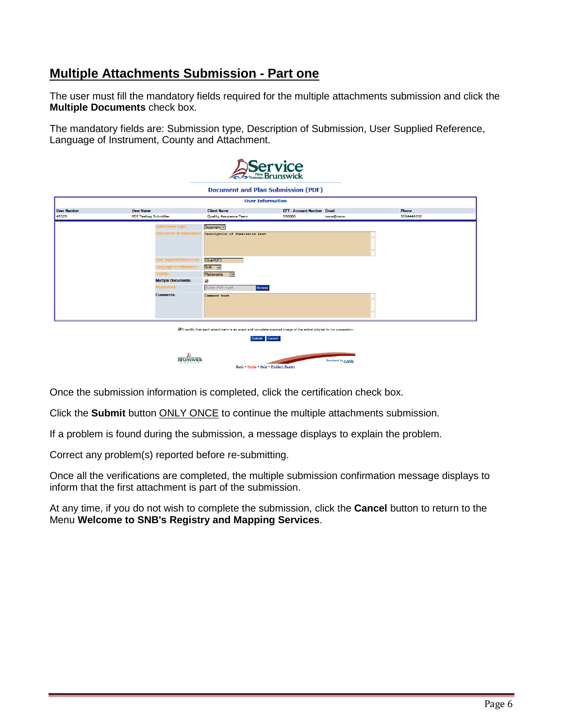## Multiple Attachments Submission - Part one

The user must fill the mandatory fields required for the multiple attachments submission and click the **Multiple Documents** check box.

The mandatory fields are: Submission type, Description of Submission, User Supplied Reference, Language of Instrument, County and Attachment.

Once the submission information is completed, click the certification check box.

Click the **Submit** button ONLY ONCE to continue the multiple attachments submission.

If a problem is found during the submission, a message displays to explain the problem.

Correct any problem(s) reported before re-submitting.

Once all the verifications are completed, the multiple submission confirmation message displays to inform that the first attachment is part of the submission.

At any time, if you do not wish to complete the submission, click the **Cancel** button to return to the Menu **Welcome to SNB's Registry and Mapping Services**.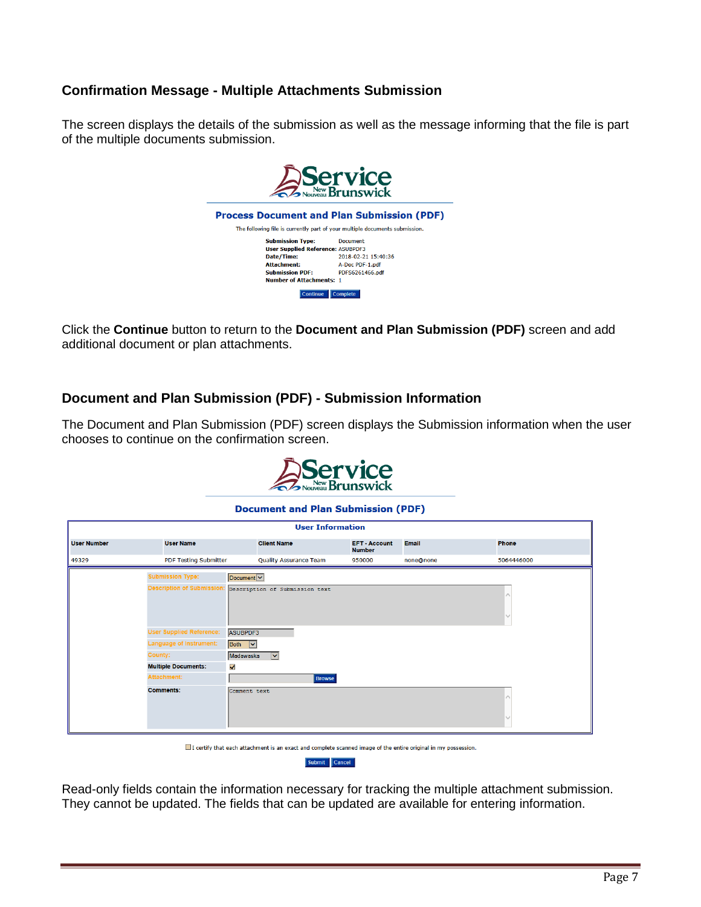## Confirmation Message - Multiple Attachments Submission

The screen displays the details of the submission as well as the message informing that the file is part of the multiple documents submission.

**Process Document and Plan Submission (PDF)**

The following file is currently part of your multiple documents submission.

| | |
|---|---|
| **Submission Type:** | Document |
| **User Supplied Reference:** | ASUBPDF3 |
| **Date/Time:** | 2018-02-21 15:40:36 |
| **Attachment:** | A-Doc PDF-1.pdf |
| **Submission PDF:** | PDFS6261466.pdf |
| **Number of Attachments:** | 1 |

Continue | Complete

Click the **Continue** button to return to the **Document and Plan Submission (PDF)** screen and add additional document or plan attachments.

## Document and Plan Submission (PDF) - Submission Information

The Document and Plan Submission (PDF) screen displays the Submission information when the user chooses to continue on the confirmation screen.

**Document and Plan Submission (PDF)**

**User Information**

| User Number | User Name | Client Name | EFT - Account Number | Email | Phone |
|---|---|---|---|---|---|
| 49329 | PDF Testing Submitter | Quality Assurance Team | 950000 | none@none | 5064446000 |

| | |
|---|---|
| Submission Type: | Document |
| Description of Submission: | Description of Submission text |
| User Supplied Reference: | ASUBPDF3 |
| Language of Instrument: | Both |
| County: | Madawaska |
| Multiple Documents: | ☑ |
| Attachment: | Browse |
| Comments: | Comment text |

☐ I certify that each attachment is an exact and complete scanned image of the entire original in my possession.

Submit | Cancel

Read-only fields contain the information necessary for tracking the multiple attachment submission. They cannot be updated. The fields that can be updated are available for entering information.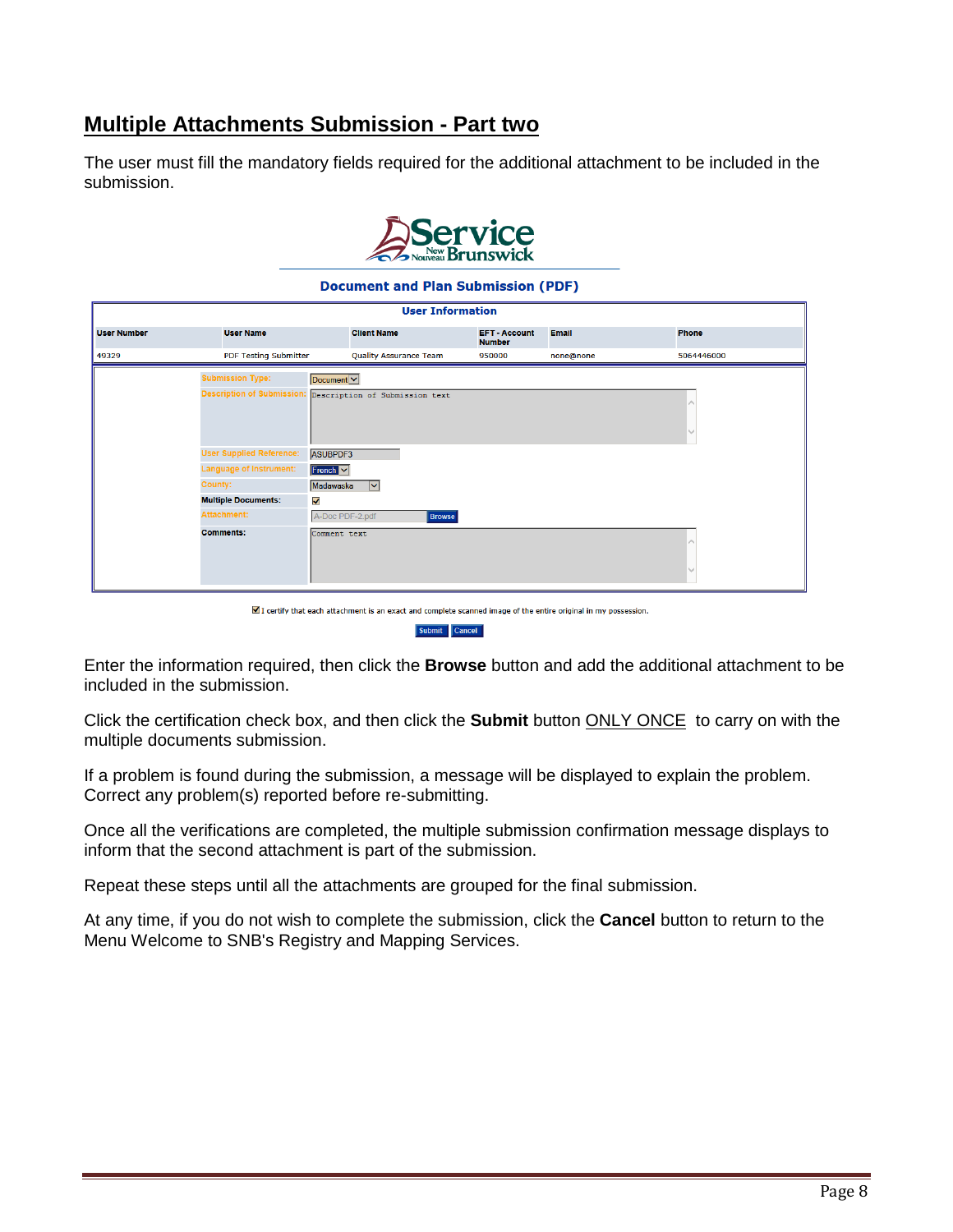## Multiple Attachments Submission - Part two

The user must fill the mandatory fields required for the additional attachment to be included in the submission.

**Document and Plan Submission (PDF)**

**User Information**

| User Number | User Name | Client Name | EFT - Account Number | Email | Phone |
|---|---|---|---|---|---|
| 49329 | PDF Testing Submitter | Quality Assurance Team | 950000 | none@none | 5064446000 |

| | |
|---|---|
| Submission Type: | Document |
| Description of Submission: | Description of Submission text |
| User Supplied Reference: | ASUBPDF3 |
| Language of Instrument: | French |
| County: | Madawaska |
| Multiple Documents: | ☑ |
| Attachment: | A-Doc PDF-2.pdf [Browse] |
| Comments: | Comment text |

☑ I certify that each attachment is an exact and complete scanned image of the entire original in my possession.

[Submit] [Cancel]

Enter the information required, then click the **Browse** button and add the additional attachment to be included in the submission.

Click the certification check box, and then click the **Submit** button ONLY ONCE to carry on with the multiple documents submission.

If a problem is found during the submission, a message will be displayed to explain the problem. Correct any problem(s) reported before re-submitting.

Once all the verifications are completed, the multiple submission confirmation message displays to inform that the second attachment is part of the submission.

Repeat these steps until all the attachments are grouped for the final submission.

At any time, if you do not wish to complete the submission, click the **Cancel** button to return to the Menu Welcome to SNB's Registry and Mapping Services.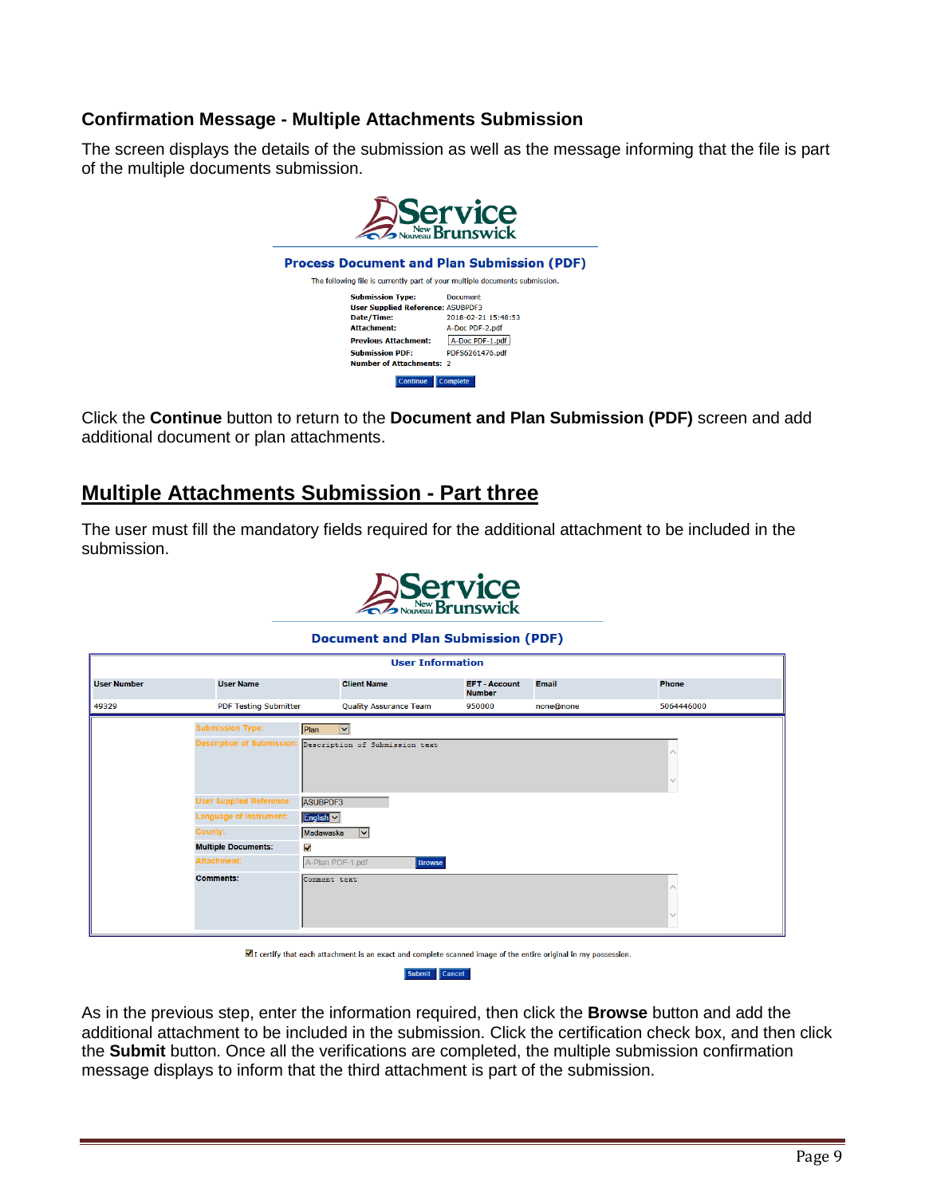### Confirmation Message - Multiple Attachments Submission

The screen displays the details of the submission as well as the message informing that the file is part of the multiple documents submission.

**Process Document and Plan Submission (PDF)**

The following file is currently part of your multiple documents submission.

| | |
|---|---|
| **Submission Type:** | Document |
| **User Supplied Reference:** | ASUBPDF3 |
| **Date/Time:** | 2018-02-21 15:48:53 |
| **Attachment:** | A-Doc PDF-2.pdf |
| **Previous Attachment:** | A-Doc PDF-1.pdf |
| **Submission PDF:** | PDFS6261476.pdf |
| **Number of Attachments:** | 2 |

Continue Complete

Click the **Continue** button to return to the **Document and Plan Submission (PDF)** screen and add additional document or plan attachments.

## Multiple Attachments Submission - Part three

The user must fill the mandatory fields required for the additional attachment to be included in the submission.

**Document and Plan Submission (PDF)**

**User Information**

| User Number | User Name | Client Name | EFT - Account Number | Email | Phone |
|---|---|---|---|---|---|
| 49329 | PDF Testing Submitter | Quality Assurance Team | 950000 | none@none | 5064446000 |

| | |
|---|---|
| Submission Type: | Plan |
| Description of Submission: | Description of Submission text |
| User Supplied Reference: | ASUBPDF3 |
| Language of Instrument: | English |
| County: | Madawaska |
| **Multiple Documents:** | ☑ |
| Attachment: | A-Plan PDF-1.pdf Browse |
| **Comments:** | Comment text |

☑ I certify that each attachment is an exact and complete scanned image of the entire original in my possession.

Submit Cancel

As in the previous step, enter the information required, then click the **Browse** button and add the additional attachment to be included in the submission. Click the certification check box, and then click the **Submit** button. Once all the verifications are completed, the multiple submission confirmation message displays to inform that the third attachment is part of the submission.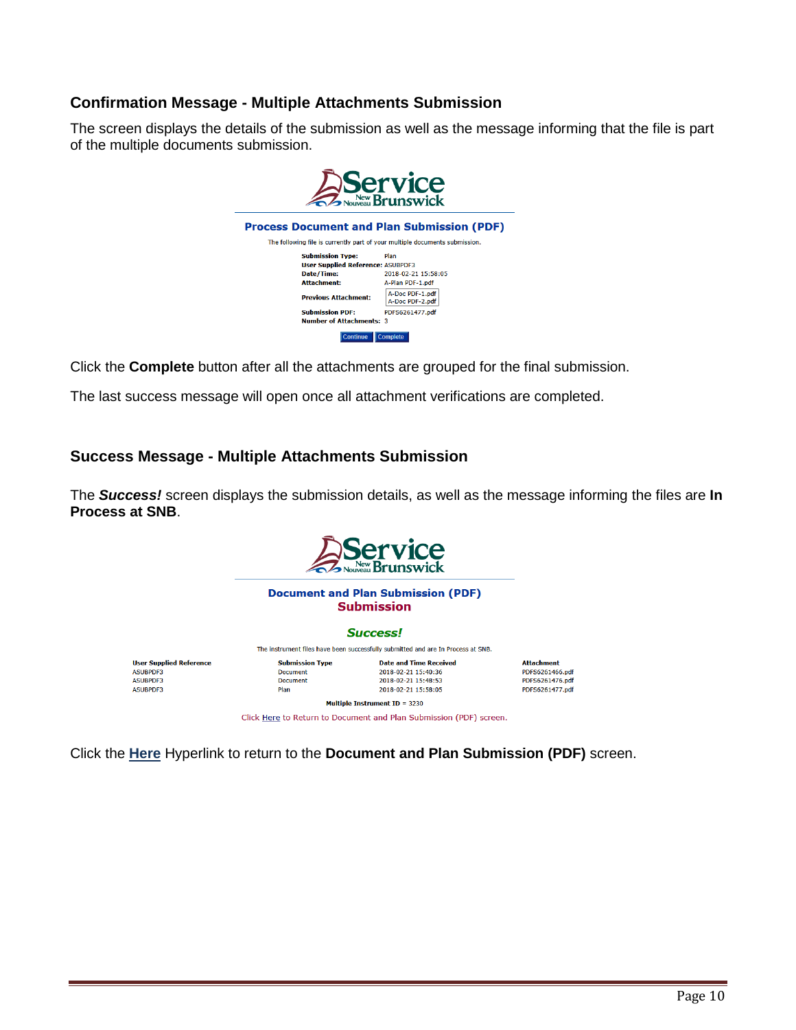### Confirmation Message - Multiple Attachments Submission

The screen displays the details of the submission as well as the message informing that the file is part of the multiple documents submission.

**Process Document and Plan Submission (PDF)**

The following file is currently part of your multiple documents submission.

| | |
|---|---|
| **Submission Type:** | Plan |
| **User Supplied Reference:** | ASUBPDF3 |
| **Date/Time:** | 2018-02-21 15:58:05 |
| **Attachment:** | A-Plan PDF-1.pdf |
| **Previous Attachment:** | A-Doc PDF-1.pdf A-Doc PDF-2.pdf |
| **Submission PDF:** | PDFS6261477.pdf |
| **Number of Attachments:** | 3 |

Continue | Complete

Click the **Complete** button after all the attachments are grouped for the final submission.

The last success message will open once all attachment verifications are completed.

### Success Message - Multiple Attachments Submission

The ***Success!*** screen displays the submission details, as well as the message informing the files are **In Process at SNB**.

**Document and Plan Submission (PDF)**

**Submission**

***Success!***

The instrument files have been successfully submitted and are In Process at SNB.

| User Supplied Reference | Submission Type | Date and Time Received | Attachment |
|---|---|---|---|
| ASUBPDF3 | Document | 2018-02-21 15:40:36 | PDFS6261466.pdf |
| ASUBPDF3 | Document | 2018-02-21 15:48:53 | PDFS6261476.pdf |
| ASUBPDF3 | Plan | 2018-02-21 15:58:05 | PDFS6261477.pdf |

**Multiple Instrument ID** = 3230

Click Here to Return to Document and Plan Submission (PDF) screen.

Click the **Here** Hyperlink to return to the **Document and Plan Submission (PDF)** screen.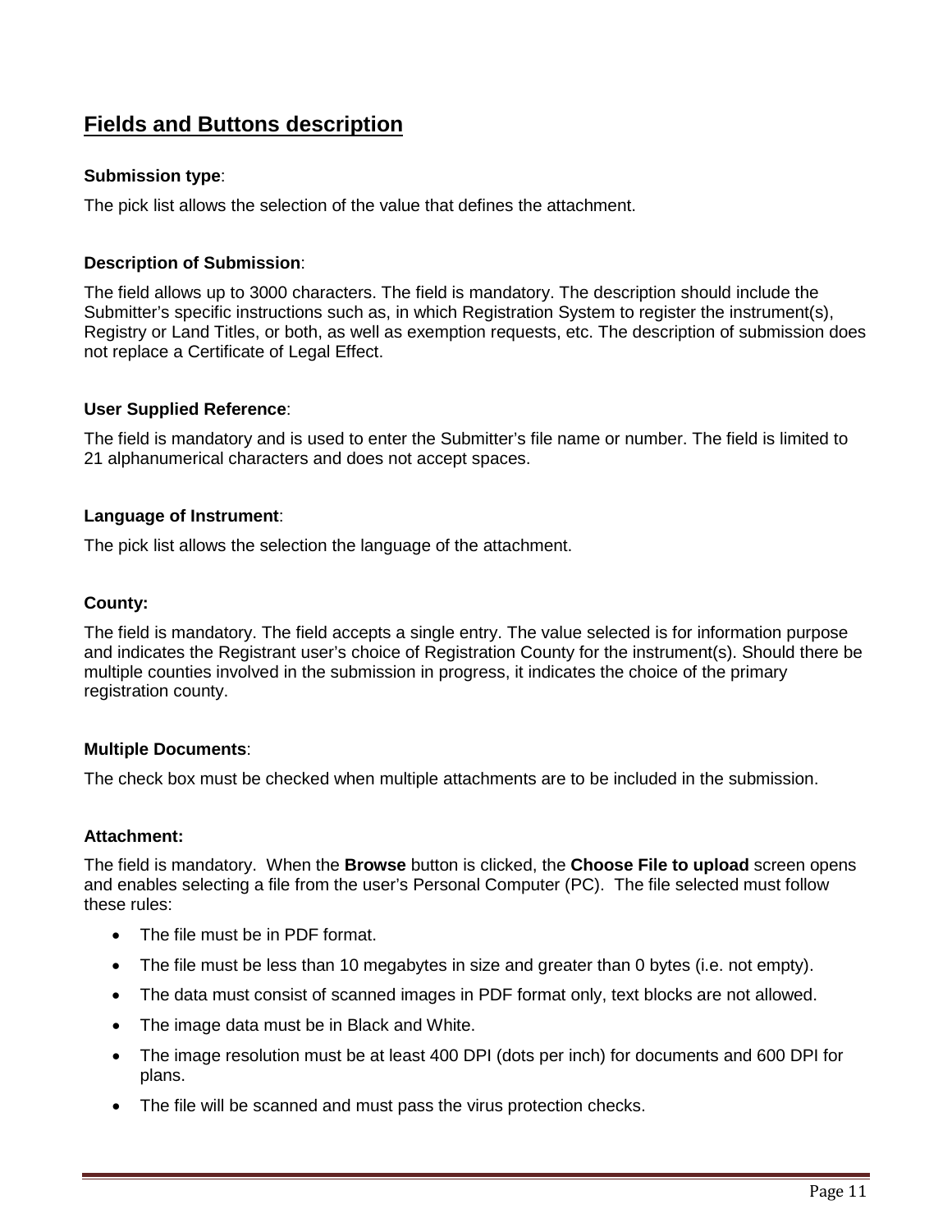## Fields and Buttons description

**Submission type**:

The pick list allows the selection of the value that defines the attachment.

**Description of Submission**:

The field allows up to 3000 characters. The field is mandatory. The description should include the Submitter's specific instructions such as, in which Registration System to register the instrument(s), Registry or Land Titles, or both, as well as exemption requests, etc. The description of submission does not replace a Certificate of Legal Effect.

**User Supplied Reference**:

The field is mandatory and is used to enter the Submitter's file name or number. The field is limited to 21 alphanumerical characters and does not accept spaces.

**Language of Instrument**:

The pick list allows the selection the language of the attachment.

**County:**

The field is mandatory. The field accepts a single entry. The value selected is for information purpose and indicates the Registrant user's choice of Registration County for the instrument(s). Should there be multiple counties involved in the submission in progress, it indicates the choice of the primary registration county.

**Multiple Documents**:

The check box must be checked when multiple attachments are to be included in the submission.

**Attachment:**

The field is mandatory. When the **Browse** button is clicked, the **Choose File to upload** screen opens and enables selecting a file from the user's Personal Computer (PC). The file selected must follow these rules:

- The file must be in PDF format.
- The file must be less than 10 megabytes in size and greater than 0 bytes (i.e. not empty).
- The data must consist of scanned images in PDF format only, text blocks are not allowed.
- The image data must be in Black and White.
- The image resolution must be at least 400 DPI (dots per inch) for documents and 600 DPI for plans.
- The file will be scanned and must pass the virus protection checks.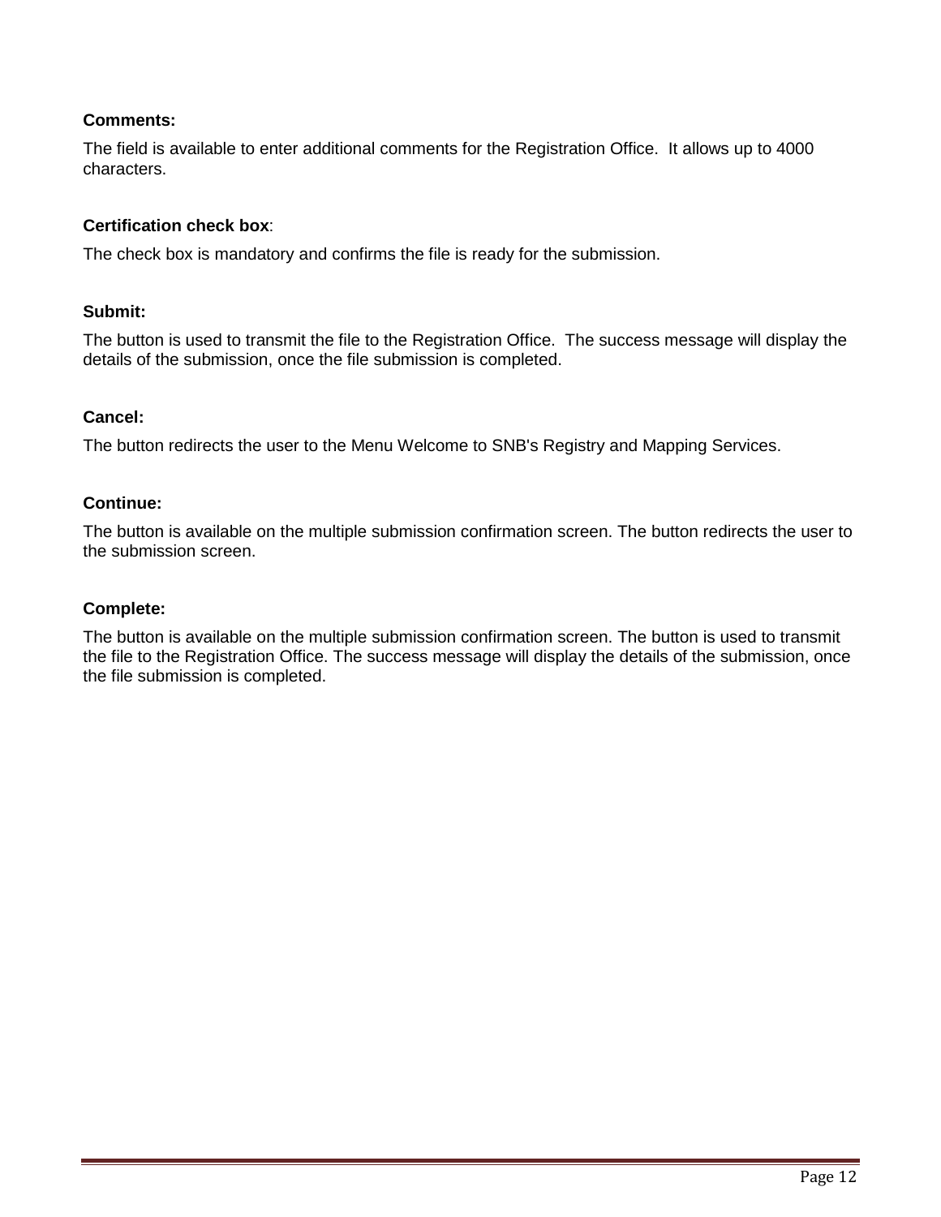**Comments:**

The field is available to enter additional comments for the Registration Office. It allows up to 4000 characters.

**Certification check box**:

The check box is mandatory and confirms the file is ready for the submission.

**Submit:**

The button is used to transmit the file to the Registration Office. The success message will display the details of the submission, once the file submission is completed.

**Cancel:**

The button redirects the user to the Menu Welcome to SNB's Registry and Mapping Services.

**Continue:**

The button is available on the multiple submission confirmation screen. The button redirects the user to the submission screen.

**Complete:**

The button is available on the multiple submission confirmation screen. The button is used to transmit the file to the Registration Office. The success message will display the details of the submission, once the file submission is completed.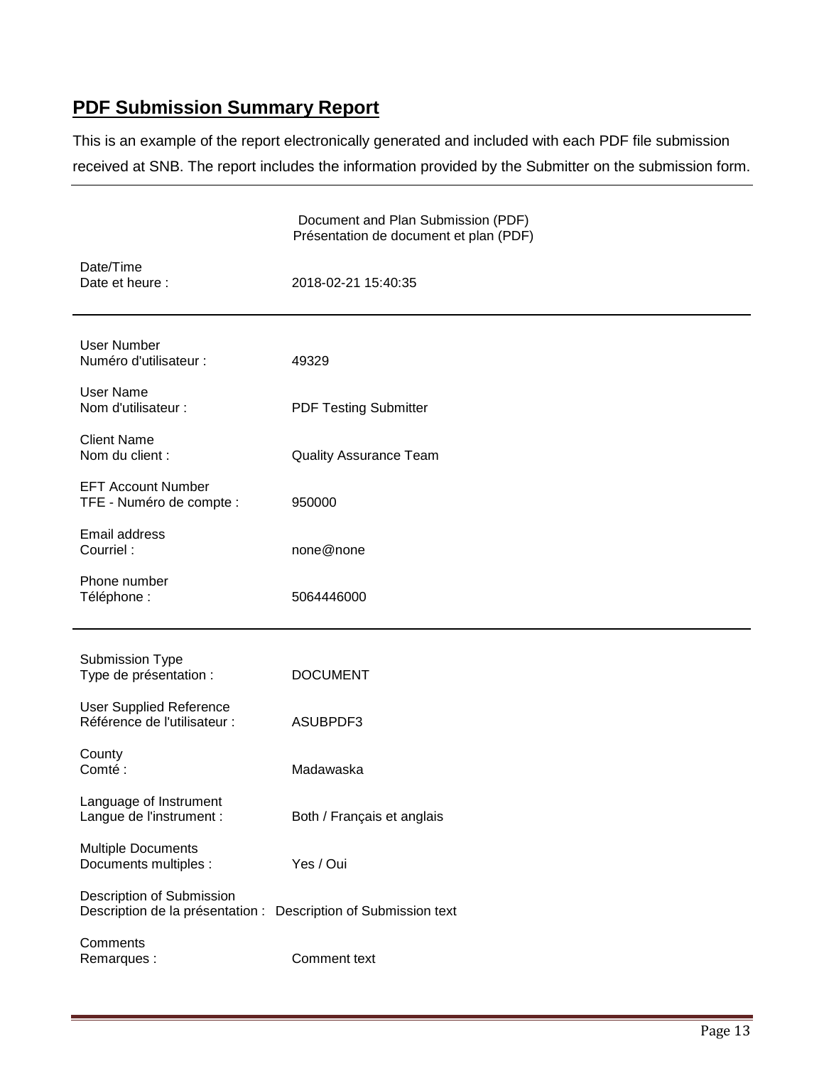## PDF Submission Summary Report

This is an example of the report electronically generated and included with each PDF file submission received at SNB. The report includes the information provided by the Submitter on the submission form.

---

Document and Plan Submission (PDF)
Présentation de document et plan (PDF)

| | |
|---|---|
| Date/Time<br>Date et heure : | 2018-02-21 15:40:35 |

---

| | |
|---|---|
| User Number<br>Numéro d'utilisateur : | 49329 |
| User Name<br>Nom d'utilisateur : | PDF Testing Submitter |
| Client Name<br>Nom du client : | Quality Assurance Team |
| EFT Account Number<br>TFE - Numéro de compte : | 950000 |
| Email address<br>Courriel : | none@none |
| Phone number<br>Téléphone : | 5064446000 |

---

| | |
|---|---|
| Submission Type<br>Type de présentation : | DOCUMENT |
| User Supplied Reference<br>Référence de l'utilisateur : | ASUBPDF3 |
| County<br>Comté : | Madawaska |
| Language of Instrument<br>Langue de l'instrument : | Both / Français et anglais |
| Multiple Documents<br>Documents multiples : | Yes / Oui |
| Description of Submission<br>Description de la présentation : | Description of Submission text |
| Comments<br>Remarques : | Comment text |